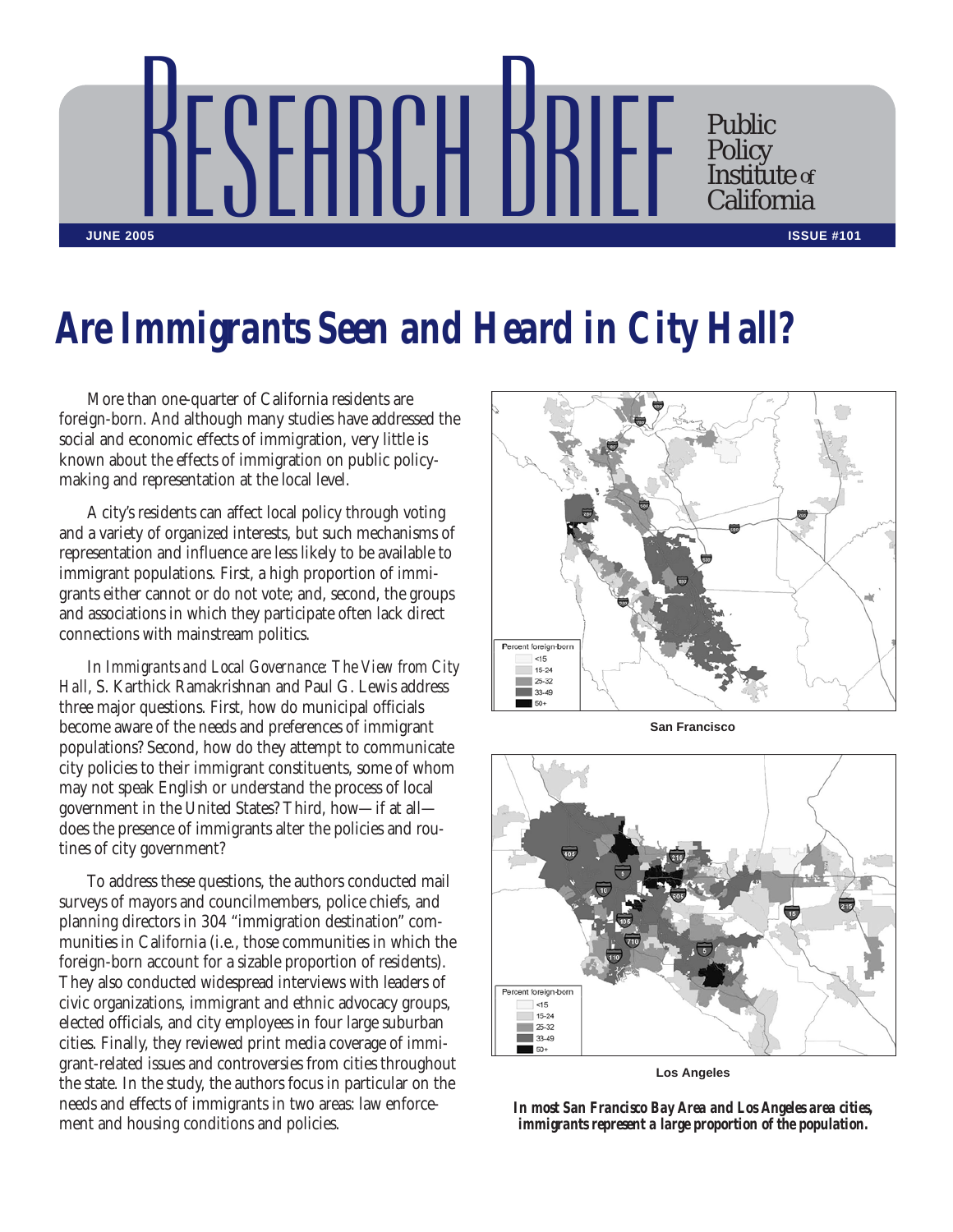RESEARCH BRIEF

Public Policy Institute of California

JUNE 2005 ISSUE #101

# Are Immigrants Seen and Heard in City Hall?

More than one-quarter of California residents are foreign-born. And although many studies have addressed the social and economic effects of immigration, very little is known about the effects of immigration on public policy-making and representation at the local level.

A city's residents can affect local policy through voting and a variety of organized interests, but such mechanisms of representation and influence are less likely to be available to immigrant populations. First, a high proportion of immigrants either cannot or do not vote; and, second, the groups and associations in which they participate often lack direct connections with mainstream politics.

In *Immigrants and Local Governance: The View from City Hall*, S. Karthick Ramakrishnan and Paul G. Lewis address three major questions. First, how do municipal officials become aware of the needs and preferences of immigrant populations? Second, how do they attempt to communicate city policies to their immigrant constituents, some of whom may not speak English or understand the process of local government in the United States? Third, how—if at all—does the presence of immigrants alter the policies and routines of city government?

To address these questions, the authors conducted mail surveys of mayors and councilmembers, police chiefs, and planning directors in 304 "immigration destination" communities in California (i.e., those communities in which the foreign-born account for a sizable proportion of residents). They also conducted widespread interviews with leaders of civic organizations, immigrant and ethnic advocacy groups, elected officials, and city employees in four large suburban cities. Finally, they reviewed print media coverage of immigrant-related issues and controversies from cities throughout the state. In the study, the authors focus in particular on the needs and effects of immigrants in two areas: law enforcement and housing conditions and policies.

Percent foreign-born
<15
15-24
25-32
33-49
50+

San Francisco

Percent foreign-born
<15
15-24
25-32
33-49
50+

Los Angeles

***In most San Francisco Bay Area and Los Angeles area cities, immigrants represent a large proportion of the population.***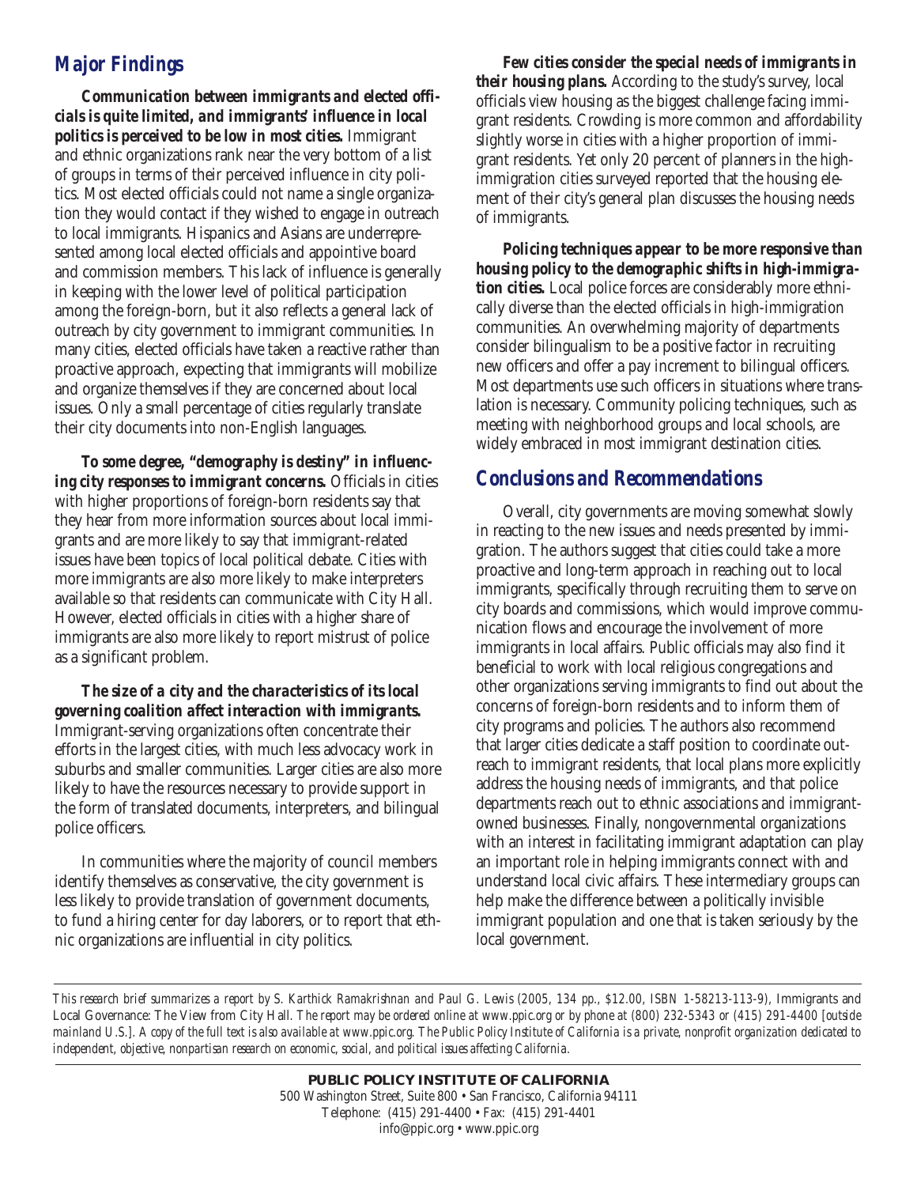## Major Findings

***Communication between immigrants and elected officials is quite limited, and immigrants' influence in local politics is perceived to be low in most cities.*** Immigrant and ethnic organizations rank near the very bottom of a list of groups in terms of their perceived influence in city politics. Most elected officials could not name a single organization they would contact if they wished to engage in outreach to local immigrants. Hispanics and Asians are underrepresented among local elected officials and appointive board and commission members. This lack of influence is generally in keeping with the lower level of political participation among the foreign-born, but it also reflects a general lack of outreach by city government to immigrant communities. In many cities, elected officials have taken a reactive rather than proactive approach, expecting that immigrants will mobilize and organize themselves if they are concerned about local issues. Only a small percentage of cities regularly translate their city documents into non-English languages.

***To some degree, "demography is destiny" in influencing city responses to immigrant concerns.*** Officials in cities with higher proportions of foreign-born residents say that they hear from more information sources about local immigrants and are more likely to say that immigrant-related issues have been topics of local political debate. Cities with more immigrants are also more likely to make interpreters available so that residents can communicate with City Hall. However, elected officials in cities with a higher share of immigrants are also more likely to report mistrust of police as a significant problem.

***The size of a city and the characteristics of its local governing coalition affect interaction with immigrants.*** Immigrant-serving organizations often concentrate their efforts in the largest cities, with much less advocacy work in suburbs and smaller communities. Larger cities are also more likely to have the resources necessary to provide support in the form of translated documents, interpreters, and bilingual police officers.

In communities where the majority of council members identify themselves as conservative, the city government is less likely to provide translation of government documents, to fund a hiring center for day laborers, or to report that ethnic organizations are influential in city politics.

***Few cities consider the special needs of immigrants in their housing plans.*** According to the study's survey, local officials view housing as the biggest challenge facing immigrant residents. Crowding is more common and affordability slightly worse in cities with a higher proportion of immigrant residents. Yet only 20 percent of planners in the high-immigration cities surveyed reported that the housing element of their city's general plan discusses the housing needs of immigrants.

***Policing techniques appear to be more responsive than housing policy to the demographic shifts in high-immigration cities.*** Local police forces are considerably more ethnically diverse than the elected officials in high-immigration communities. An overwhelming majority of departments consider bilingualism to be a positive factor in recruiting new officers and offer a pay increment to bilingual officers. Most departments use such officers in situations where translation is necessary. Community policing techniques, such as meeting with neighborhood groups and local schools, are widely embraced in most immigrant destination cities.

## Conclusions and Recommendations

Overall, city governments are moving somewhat slowly in reacting to the new issues and needs presented by immigration. The authors suggest that cities could take a more proactive and long-term approach in reaching out to local immigrants, specifically through recruiting them to serve on city boards and commissions, which would improve communication flows and encourage the involvement of more immigrants in local affairs. Public officials may also find it beneficial to work with local religious congregations and other organizations serving immigrants to find out about the concerns of foreign-born residents and to inform them of city programs and policies. The authors also recommend that larger cities dedicate a staff position to coordinate outreach to immigrant residents, that local plans more explicitly address the housing needs of immigrants, and that police departments reach out to ethnic associations and immigrant-owned businesses. Finally, nongovernmental organizations with an interest in facilitating immigrant adaptation can play an important role in helping immigrants connect with and understand local civic affairs. These intermediary groups can help make the difference between a politically invisible immigrant population and one that is taken seriously by the local government.

---

*This research brief summarizes a report by S. Karthick Ramakrishnan and Paul G. Lewis (2005, 134 pp., $12.00, ISBN 1-58213-113-9),* Immigrants and Local Governance: The View from City Hall. *The report may be ordered online at www.ppic.org or by phone at (800) 232-5343 or (415) 291-4400 [outside mainland U.S.]. A copy of the full text is also available at www.ppic.org. The Public Policy Institute of California is a private, nonprofit organization dedicated to independent, objective, nonpartisan research on economic, social, and political issues affecting California.*

---

**PUBLIC POLICY INSTITUTE OF CALIFORNIA**
500 Washington Street, Suite 800 • San Francisco, California 94111
Telephone: (415) 291-4400 • Fax: (415) 291-4401
info@ppic.org • www.ppic.org